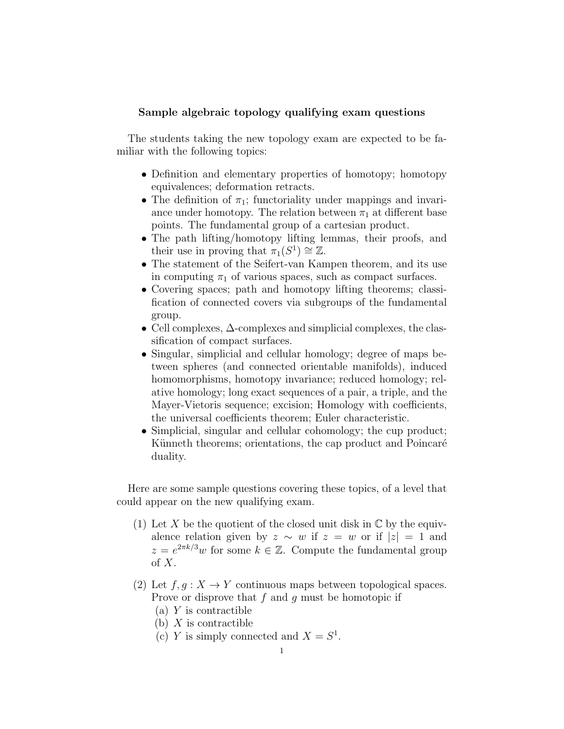**Sample algebraic topology qualifying exam questions**

The students taking the new topology exam are expected to be familiar with the following topics:

- Definition and elementary properties of homotopy; homotopy equivalences; deformation retracts.
- The definition of $\pi_1$; functoriality under mappings and invariance under homotopy. The relation between $\pi_1$ at different base points. The fundamental group of a cartesian product.
- The path lifting/homotopy lifting lemmas, their proofs, and their use in proving that $\pi_1(S^1) \cong \mathbb{Z}$.
- The statement of the Seifert-van Kampen theorem, and its use in computing $\pi_1$ of various spaces, such as compact surfaces.
- Covering spaces; path and homotopy lifting theorems; classification of connected covers via subgroups of the fundamental group.
- Cell complexes, $\Delta$-complexes and simplicial complexes, the classification of compact surfaces.
- Singular, simplicial and cellular homology; degree of maps between spheres (and connected orientable manifolds), induced homomorphisms, homotopy invariance; reduced homology; relative homology; long exact sequences of a pair, a triple, and the Mayer-Vietoris sequence; excision; Homology with coefficients, the universal coefficients theorem; Euler characteristic.
- Simplicial, singular and cellular cohomology; the cup product; Künneth theorems; orientations, the cap product and Poincaré duality.

Here are some sample questions covering these topics, of a level that could appear on the new qualifying exam.

(1) Let $X$ be the quotient of the closed unit disk in $\mathbb{C}$ by the equivalence relation given by $z \sim w$ if $z = w$ or if $|z| = 1$ and $z = e^{2\pi k/3}w$ for some $k \in \mathbb{Z}$. Compute the fundamental group of $X$.

(2) Let $f, g : X \to Y$ continuous maps between topological spaces. Prove or disprove that $f$ and $g$ must be homotopic if
  (a) $Y$ is contractible
  (b) $X$ is contractible
  (c) $Y$ is simply connected and $X = S^1$.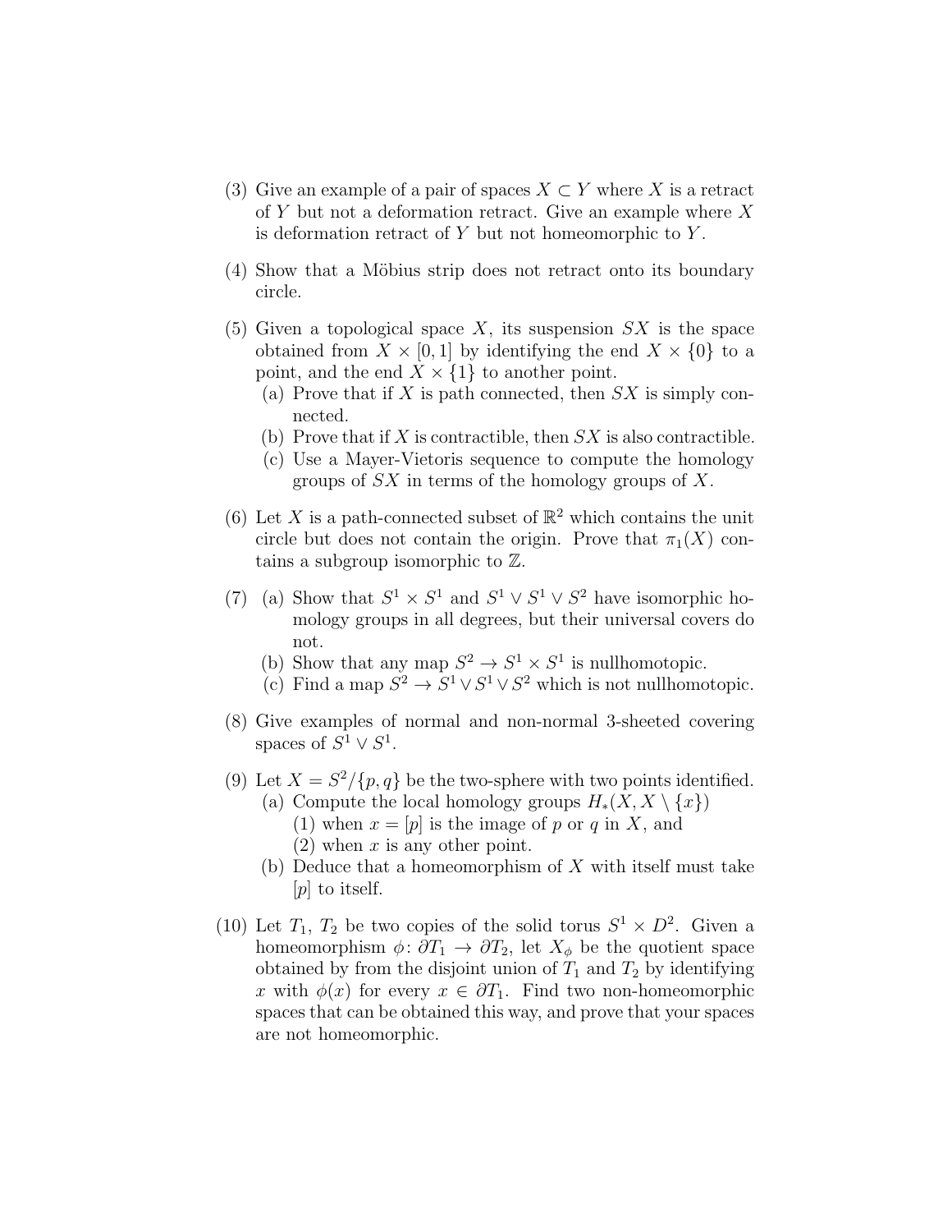(3) Give an example of a pair of spaces $X \subset Y$ where $X$ is a retract of $Y$ but not a deformation retract. Give an example where $X$ is deformation retract of $Y$ but not homeomorphic to $Y$.

(4) Show that a Möbius strip does not retract onto its boundary circle.

(5) Given a topological space $X$, its suspension $SX$ is the space obtained from $X \times [0, 1]$ by identifying the end $X \times \{0\}$ to a point, and the end $X \times \{1\}$ to another point.
   (a) Prove that if $X$ is path connected, then $SX$ is simply connected.
   (b) Prove that if $X$ is contractible, then $SX$ is also contractible.
   (c) Use a Mayer-Vietoris sequence to compute the homology groups of $SX$ in terms of the homology groups of $X$.

(6) Let $X$ is a path-connected subset of $\mathbb{R}^2$ which contains the unit circle but does not contain the origin. Prove that $\pi_1(X)$ contains a subgroup isomorphic to $\mathbb{Z}$.

(7) (a) Show that $S^1 \times S^1$ and $S^1 \vee S^1 \vee S^2$ have isomorphic homology groups in all degrees, but their universal covers do not.
   (b) Show that any map $S^2 \to S^1 \times S^1$ is nullhomotopic.
   (c) Find a map $S^2 \to S^1 \vee S^1 \vee S^2$ which is not nullhomotopic.

(8) Give examples of normal and non-normal 3-sheeted covering spaces of $S^1 \vee S^1$.

(9) Let $X = S^2/\{p, q\}$ be the two-sphere with two points identified.
   (a) Compute the local homology groups $H_*(X, X \setminus \{x\})$
      (1) when $x = [p]$ is the image of $p$ or $q$ in $X$, and
      (2) when $x$ is any other point.
   (b) Deduce that a homeomorphism of $X$ with itself must take $[p]$ to itself.

(10) Let $T_1$, $T_2$ be two copies of the solid torus $S^1 \times D^2$. Given a homeomorphism $\phi \colon \partial T_1 \to \partial T_2$, let $X_\phi$ be the quotient space obtained by from the disjoint union of $T_1$ and $T_2$ by identifying $x$ with $\phi(x)$ for every $x \in \partial T_1$. Find two non-homeomorphic spaces that can be obtained this way, and prove that your spaces are not homeomorphic.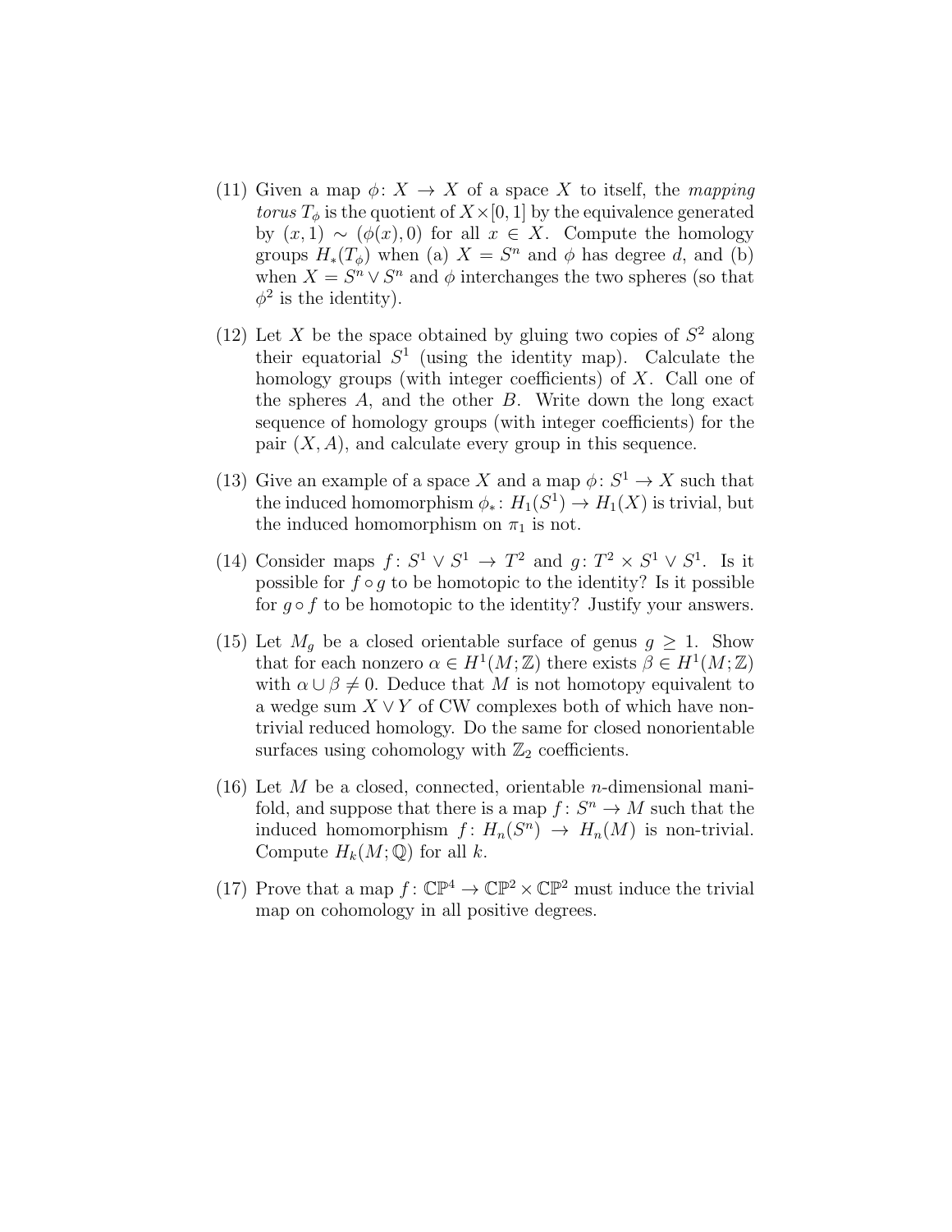(11) Given a map $\phi\colon X \to X$ of a space $X$ to itself, the *mapping torus* $T_\phi$ is the quotient of $X \times [0,1]$ by the equivalence generated by $(x, 1) \sim (\phi(x), 0)$ for all $x \in X$. Compute the homology groups $H_*(T_\phi)$ when (a) $X = S^n$ and $\phi$ has degree $d$, and (b) when $X = S^n \vee S^n$ and $\phi$ interchanges the two spheres (so that $\phi^2$ is the identity).

(12) Let $X$ be the space obtained by gluing two copies of $S^2$ along their equatorial $S^1$ (using the identity map). Calculate the homology groups (with integer coefficients) of $X$. Call one of the spheres $A$, and the other $B$. Write down the long exact sequence of homology groups (with integer coefficients) for the pair $(X, A)$, and calculate every group in this sequence.

(13) Give an example of a space $X$ and a map $\phi\colon S^1 \to X$ such that the induced homomorphism $\phi_*\colon H_1(S^1) \to H_1(X)$ is trivial, but the induced homomorphism on $\pi_1$ is not.

(14) Consider maps $f\colon S^1 \vee S^1 \to T^2$ and $g\colon T^2 \times S^1 \vee S^1$. Is it possible for $f \circ g$ to be homotopic to the identity? Is it possible for $g \circ f$ to be homotopic to the identity? Justify your answers.

(15) Let $M_g$ be a closed orientable surface of genus $g \geq 1$. Show that for each nonzero $\alpha \in H^1(M; \mathbb{Z})$ there exists $\beta \in H^1(M; \mathbb{Z})$ with $\alpha \cup \beta \neq 0$. Deduce that $M$ is not homotopy equivalent to a wedge sum $X \vee Y$ of CW complexes both of which have non-trivial reduced homology. Do the same for closed nonorientable surfaces using cohomology with $\mathbb{Z}_2$ coefficients.

(16) Let $M$ be a closed, connected, orientable $n$-dimensional manifold, and suppose that there is a map $f\colon S^n \to M$ such that the induced homomorphism $f\colon H_n(S^n) \to H_n(M)$ is non-trivial. Compute $H_k(M; \mathbb{Q})$ for all $k$.

(17) Prove that a map $f\colon \mathbb{CP}^4 \to \mathbb{CP}^2 \times \mathbb{CP}^2$ must induce the trivial map on cohomology in all positive degrees.